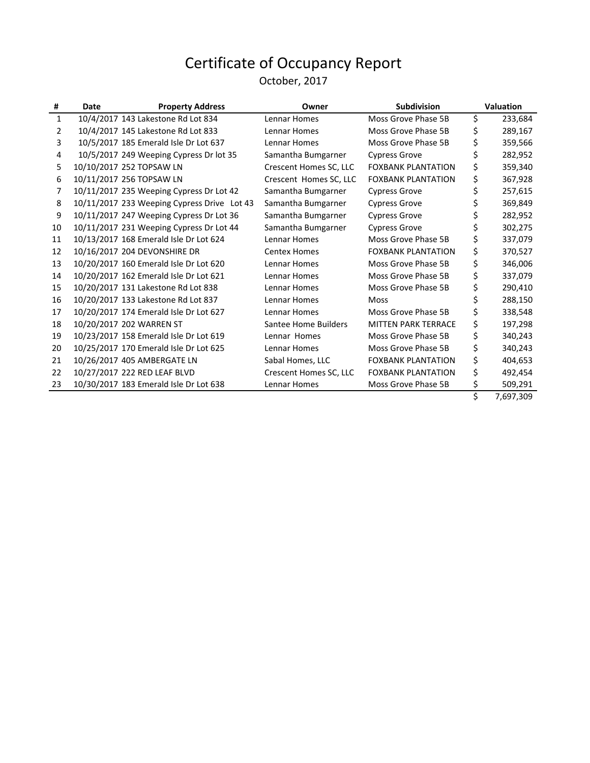# Certificate of Occupancy Report

October, 2017

| # | Date | Property Address | Owner | Subdivision | Valuation |
|---|---|---|---|---|---|
| 1 | 10/4/2017 | 143 Lakestone Rd Lot 834 | Lennar Homes | Moss Grove Phase 5B | $ 233,684 |
| 2 | 10/4/2017 | 145 Lakestone Rd Lot 833 | Lennar Homes | Moss Grove Phase 5B | $ 289,167 |
| 3 | 10/5/2017 | 185 Emerald Isle Dr Lot 637 | Lennar Homes | Moss Grove Phase 5B | $ 359,566 |
| 4 | 10/5/2017 | 249 Weeping Cypress Dr lot 35 | Samantha Bumgarner | Cypress Grove | $ 282,952 |
| 5 | 10/10/2017 | 252 TOPSAW LN | Crescent Homes SC, LLC | FOXBANK PLANTATION | $ 359,340 |
| 6 | 10/11/2017 | 256 TOPSAW LN | Crescent Homes SC, LLC | FOXBANK PLANTATION | $ 367,928 |
| 7 | 10/11/2017 | 235 Weeping Cypress Dr Lot 42 | Samantha Bumgarner | Cypress Grove | $ 257,615 |
| 8 | 10/11/2017 | 233 Weeping Cypress Drive Lot 43 | Samantha Bumgarner | Cypress Grove | $ 369,849 |
| 9 | 10/11/2017 | 247 Weeping Cypress Dr Lot 36 | Samantha Bumgarner | Cypress Grove | $ 282,952 |
| 10 | 10/11/2017 | 231 Weeping Cypress Dr Lot 44 | Samantha Bumgarner | Cypress Grove | $ 302,275 |
| 11 | 10/13/2017 | 168 Emerald Isle Dr Lot 624 | Lennar Homes | Moss Grove Phase 5B | $ 337,079 |
| 12 | 10/16/2017 | 204 DEVONSHIRE DR | Centex Homes | FOXBANK PLANTATION | $ 370,527 |
| 13 | 10/20/2017 | 160 Emerald Isle Dr Lot 620 | Lennar Homes | Moss Grove Phase 5B | $ 346,006 |
| 14 | 10/20/2017 | 162 Emerald Isle Dr Lot 621 | Lennar Homes | Moss Grove Phase 5B | $ 337,079 |
| 15 | 10/20/2017 | 131 Lakestone Rd Lot 838 | Lennar Homes | Moss Grove Phase 5B | $ 290,410 |
| 16 | 10/20/2017 | 133 Lakestone Rd Lot 837 | Lennar Homes | Moss | $ 288,150 |
| 17 | 10/20/2017 | 174 Emerald Isle Dr Lot 627 | Lennar Homes | Moss Grove Phase 5B | $ 338,548 |
| 18 | 10/20/2017 | 202 WARREN ST | Santee Home Builders | MITTEN PARK TERRACE | $ 197,298 |
| 19 | 10/23/2017 | 158 Emerald Isle Dr Lot 619 | Lennar Homes | Moss Grove Phase 5B | $ 340,243 |
| 20 | 10/25/2017 | 170 Emerald Isle Dr Lot 625 | Lennar Homes | Moss Grove Phase 5B | $ 340,243 |
| 21 | 10/26/2017 | 405 AMBERGATE LN | Sabal Homes, LLC | FOXBANK PLANTATION | $ 404,653 |
| 22 | 10/27/2017 | 222 RED LEAF BLVD | Crescent Homes SC, LLC | FOXBANK PLANTATION | $ 492,454 |
| 23 | 10/30/2017 | 183 Emerald Isle Dr Lot 638 | Lennar Homes | Moss Grove Phase 5B | $ 509,291 |
| | | | | | $ 7,697,309 |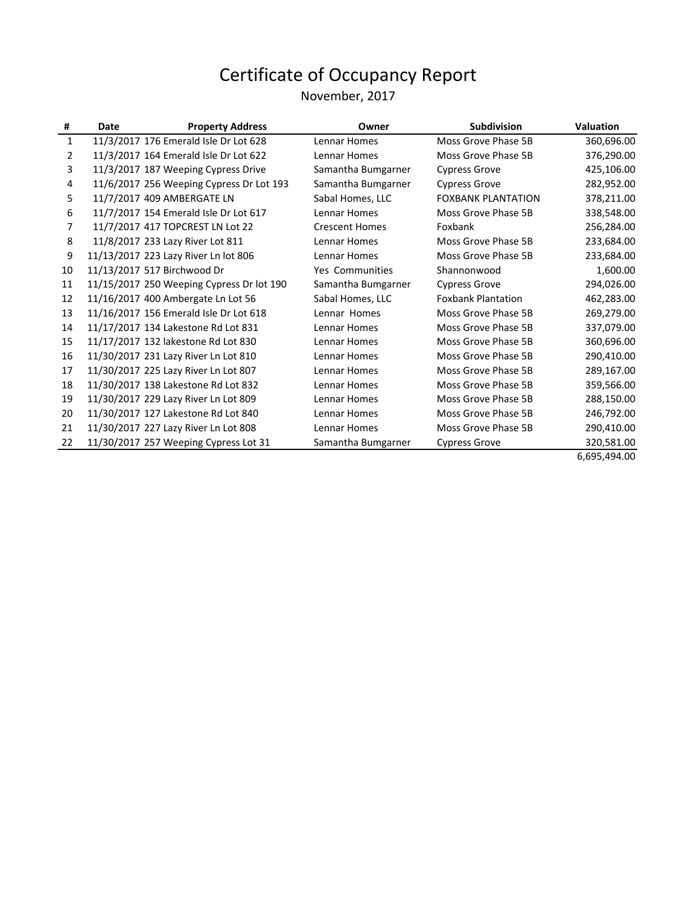# Certificate of Occupancy Report

November, 2017

| # | Date | Property Address | Owner | Subdivision | Valuation |
|---|---|---|---|---|---|
| 1 | 11/3/2017 | 176 Emerald Isle Dr Lot 628 | Lennar Homes | Moss Grove Phase 5B | 360,696.00 |
| 2 | 11/3/2017 | 164 Emerald Isle Dr Lot 622 | Lennar Homes | Moss Grove Phase 5B | 376,290.00 |
| 3 | 11/3/2017 | 187 Weeping Cypress Drive | Samantha Bumgarner | Cypress Grove | 425,106.00 |
| 4 | 11/6/2017 | 256 Weeping Cypress Dr Lot 193 | Samantha Bumgarner | Cypress Grove | 282,952.00 |
| 5 | 11/7/2017 | 409 AMBERGATE LN | Sabal Homes, LLC | FOXBANK PLANTATION | 378,211.00 |
| 6 | 11/7/2017 | 154 Emerald Isle Dr Lot 617 | Lennar Homes | Moss Grove Phase 5B | 338,548.00 |
| 7 | 11/7/2017 | 417 TOPCREST LN Lot 22 | Crescent Homes | Foxbank | 256,284.00 |
| 8 | 11/8/2017 | 233 Lazy River Lot 811 | Lennar Homes | Moss Grove Phase 5B | 233,684.00 |
| 9 | 11/13/2017 | 223 Lazy River Ln lot 806 | Lennar Homes | Moss Grove Phase 5B | 233,684.00 |
| 10 | 11/13/2017 | 517 Birchwood Dr | Yes Communities | Shannonwood | 1,600.00 |
| 11 | 11/15/2017 | 250 Weeping Cypress Dr lot 190 | Samantha Bumgarner | Cypress Grove | 294,026.00 |
| 12 | 11/16/2017 | 400 Ambergate Ln Lot 56 | Sabal Homes, LLC | Foxbank Plantation | 462,283.00 |
| 13 | 11/16/2017 | 156 Emerald Isle Dr Lot 618 | Lennar Homes | Moss Grove Phase 5B | 269,279.00 |
| 14 | 11/17/2017 | 134 Lakestone Rd Lot 831 | Lennar Homes | Moss Grove Phase 5B | 337,079.00 |
| 15 | 11/17/2017 | 132 lakestone Rd Lot 830 | Lennar Homes | Moss Grove Phase 5B | 360,696.00 |
| 16 | 11/30/2017 | 231 Lazy River Ln Lot 810 | Lennar Homes | Moss Grove Phase 5B | 290,410.00 |
| 17 | 11/30/2017 | 225 Lazy River Ln Lot 807 | Lennar Homes | Moss Grove Phase 5B | 289,167.00 |
| 18 | 11/30/2017 | 138 Lakestone Rd Lot 832 | Lennar Homes | Moss Grove Phase 5B | 359,566.00 |
| 19 | 11/30/2017 | 229 Lazy River Ln Lot 809 | Lennar Homes | Moss Grove Phase 5B | 288,150.00 |
| 20 | 11/30/2017 | 127 Lakestone Rd Lot 840 | Lennar Homes | Moss Grove Phase 5B | 246,792.00 |
| 21 | 11/30/2017 | 227 Lazy River Ln Lot 808 | Lennar Homes | Moss Grove Phase 5B | 290,410.00 |
| 22 | 11/30/2017 | 257 Weeping Cypress Lot 31 | Samantha Bumgarner | Cypress Grove | 320,581.00 |
| | | | | | 6,695,494.00 |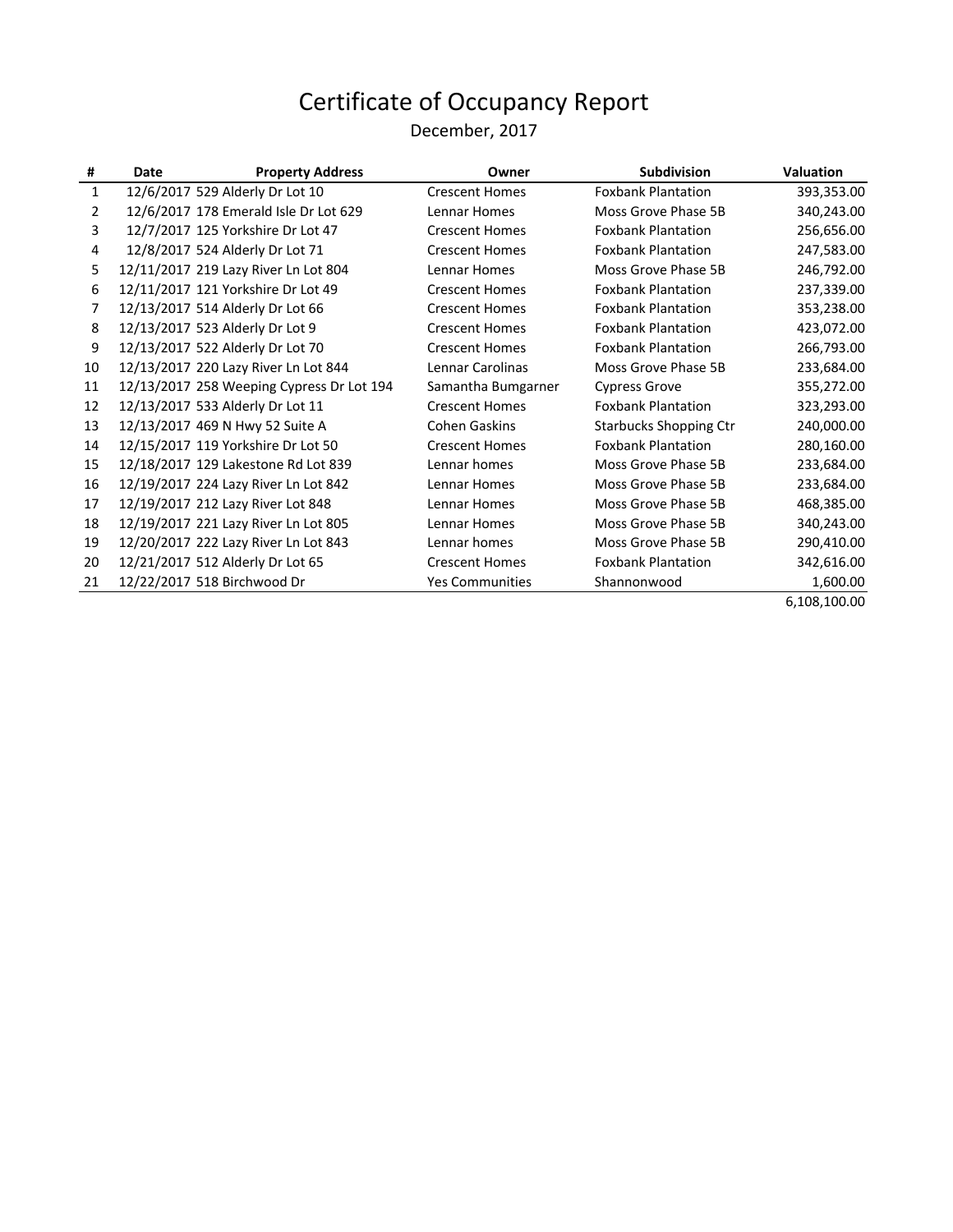# Certificate of Occupancy Report

December, 2017

| # | Date | Property Address | Owner | Subdivision | Valuation |
|---|---|---|---|---|---|
| 1 | 12/6/2017 | 529 Alderly Dr Lot 10 | Crescent Homes | Foxbank Plantation | 393,353.00 |
| 2 | 12/6/2017 | 178 Emerald Isle Dr Lot 629 | Lennar Homes | Moss Grove Phase 5B | 340,243.00 |
| 3 | 12/7/2017 | 125 Yorkshire Dr Lot 47 | Crescent Homes | Foxbank Plantation | 256,656.00 |
| 4 | 12/8/2017 | 524 Alderly Dr Lot 71 | Crescent Homes | Foxbank Plantation | 247,583.00 |
| 5 | 12/11/2017 | 219 Lazy River Ln Lot 804 | Lennar Homes | Moss Grove Phase 5B | 246,792.00 |
| 6 | 12/11/2017 | 121 Yorkshire Dr Lot 49 | Crescent Homes | Foxbank Plantation | 237,339.00 |
| 7 | 12/13/2017 | 514 Alderly Dr Lot 66 | Crescent Homes | Foxbank Plantation | 353,238.00 |
| 8 | 12/13/2017 | 523 Alderly Dr Lot 9 | Crescent Homes | Foxbank Plantation | 423,072.00 |
| 9 | 12/13/2017 | 522 Alderly Dr Lot 70 | Crescent Homes | Foxbank Plantation | 266,793.00 |
| 10 | 12/13/2017 | 220 Lazy River Ln Lot 844 | Lennar Carolinas | Moss Grove Phase 5B | 233,684.00 |
| 11 | 12/13/2017 | 258 Weeping Cypress Dr Lot 194 | Samantha Bumgarner | Cypress Grove | 355,272.00 |
| 12 | 12/13/2017 | 533 Alderly Dr Lot 11 | Crescent Homes | Foxbank Plantation | 323,293.00 |
| 13 | 12/13/2017 | 469 N Hwy 52 Suite A | Cohen Gaskins | Starbucks Shopping Ctr | 240,000.00 |
| 14 | 12/15/2017 | 119 Yorkshire Dr Lot 50 | Crescent Homes | Foxbank Plantation | 280,160.00 |
| 15 | 12/18/2017 | 129 Lakestone Rd Lot 839 | Lennar homes | Moss Grove Phase 5B | 233,684.00 |
| 16 | 12/19/2017 | 224 Lazy River Ln Lot 842 | Lennar Homes | Moss Grove Phase 5B | 233,684.00 |
| 17 | 12/19/2017 | 212 Lazy River Lot 848 | Lennar Homes | Moss Grove Phase 5B | 468,385.00 |
| 18 | 12/19/2017 | 221 Lazy River Ln Lot 805 | Lennar Homes | Moss Grove Phase 5B | 340,243.00 |
| 19 | 12/20/2017 | 222 Lazy River Ln Lot 843 | Lennar homes | Moss Grove Phase 5B | 290,410.00 |
| 20 | 12/21/2017 | 512 Alderly Dr Lot 65 | Crescent Homes | Foxbank Plantation | 342,616.00 |
| 21 | 12/22/2017 | 518 Birchwood Dr | Yes Communities | Shannonwood | 1,600.00 |
| | | | | | 6,108,100.00 |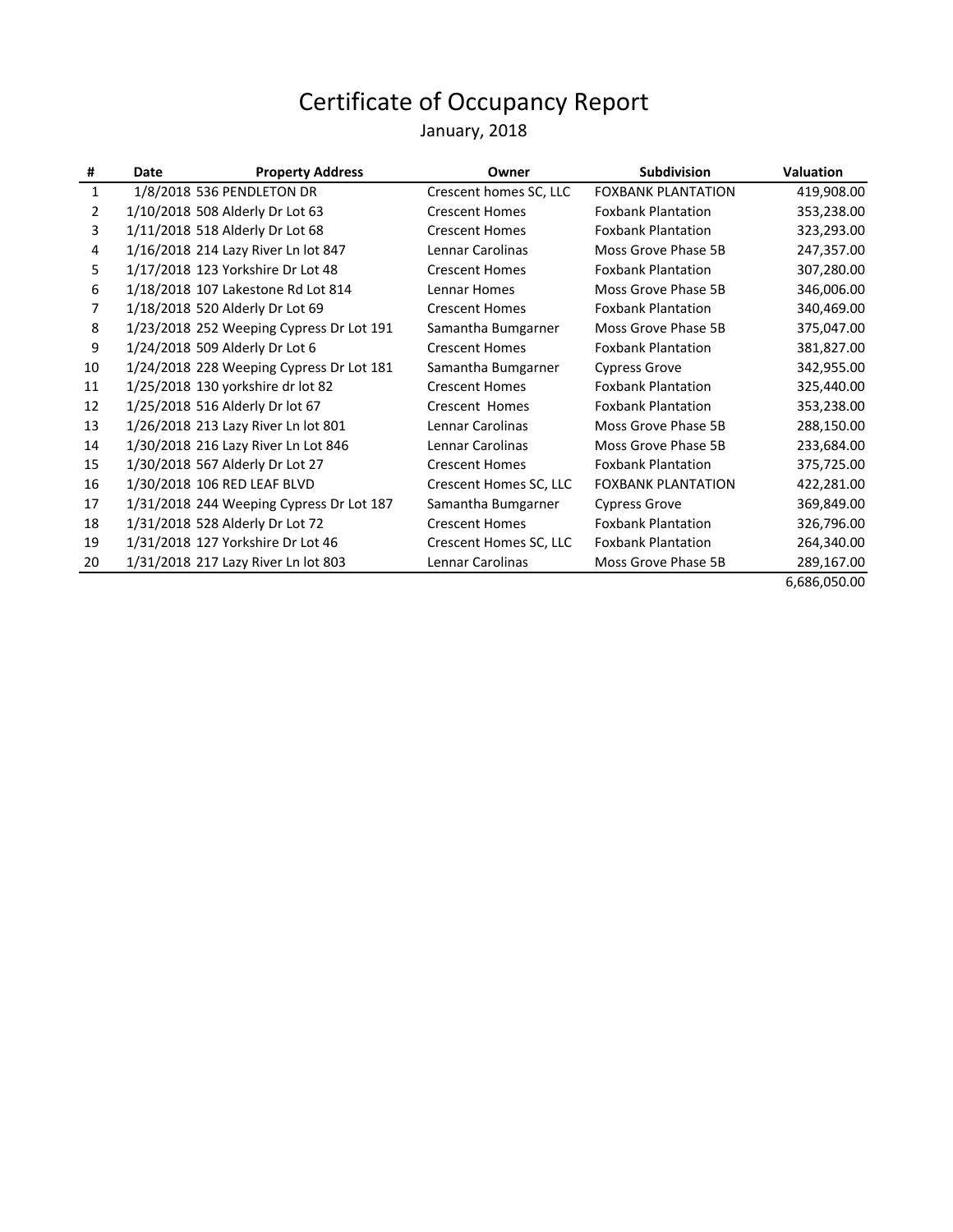# Certificate of Occupancy Report

January, 2018

| # | Date | Property Address | Owner | Subdivision | Valuation |
|---|---|---|---|---|---|
| 1 | 1/8/2018 | 536 PENDLETON DR | Crescent homes SC, LLC | FOXBANK PLANTATION | 419,908.00 |
| 2 | 1/10/2018 | 508 Alderly Dr Lot 63 | Crescent Homes | Foxbank Plantation | 353,238.00 |
| 3 | 1/11/2018 | 518 Alderly Dr Lot 68 | Crescent Homes | Foxbank Plantation | 323,293.00 |
| 4 | 1/16/2018 | 214 Lazy River Ln lot 847 | Lennar Carolinas | Moss Grove Phase 5B | 247,357.00 |
| 5 | 1/17/2018 | 123 Yorkshire Dr Lot 48 | Crescent Homes | Foxbank Plantation | 307,280.00 |
| 6 | 1/18/2018 | 107 Lakestone Rd Lot 814 | Lennar Homes | Moss Grove Phase 5B | 346,006.00 |
| 7 | 1/18/2018 | 520 Alderly Dr Lot 69 | Crescent Homes | Foxbank Plantation | 340,469.00 |
| 8 | 1/23/2018 | 252 Weeping Cypress Dr Lot 191 | Samantha Bumgarner | Moss Grove Phase 5B | 375,047.00 |
| 9 | 1/24/2018 | 509 Alderly Dr Lot 6 | Crescent Homes | Foxbank Plantation | 381,827.00 |
| 10 | 1/24/2018 | 228 Weeping Cypress Dr Lot 181 | Samantha Bumgarner | Cypress Grove | 342,955.00 |
| 11 | 1/25/2018 | 130 yorkshire dr lot 82 | Crescent Homes | Foxbank Plantation | 325,440.00 |
| 12 | 1/25/2018 | 516 Alderly Dr lot 67 | Crescent Homes | Foxbank Plantation | 353,238.00 |
| 13 | 1/26/2018 | 213 Lazy River Ln lot 801 | Lennar Carolinas | Moss Grove Phase 5B | 288,150.00 |
| 14 | 1/30/2018 | 216 Lazy River Ln Lot 846 | Lennar Carolinas | Moss Grove Phase 5B | 233,684.00 |
| 15 | 1/30/2018 | 567 Alderly Dr Lot 27 | Crescent Homes | Foxbank Plantation | 375,725.00 |
| 16 | 1/30/2018 | 106 RED LEAF BLVD | Crescent Homes SC, LLC | FOXBANK PLANTATION | 422,281.00 |
| 17 | 1/31/2018 | 244 Weeping Cypress Dr Lot 187 | Samantha Bumgarner | Cypress Grove | 369,849.00 |
| 18 | 1/31/2018 | 528 Alderly Dr Lot 72 | Crescent Homes | Foxbank Plantation | 326,796.00 |
| 19 | 1/31/2018 | 127 Yorkshire Dr Lot 46 | Crescent Homes SC, LLC | Foxbank Plantation | 264,340.00 |
| 20 | 1/31/2018 | 217 Lazy River Ln lot 803 | Lennar Carolinas | Moss Grove Phase 5B | 289,167.00 |
| | | | | | 6,686,050.00 |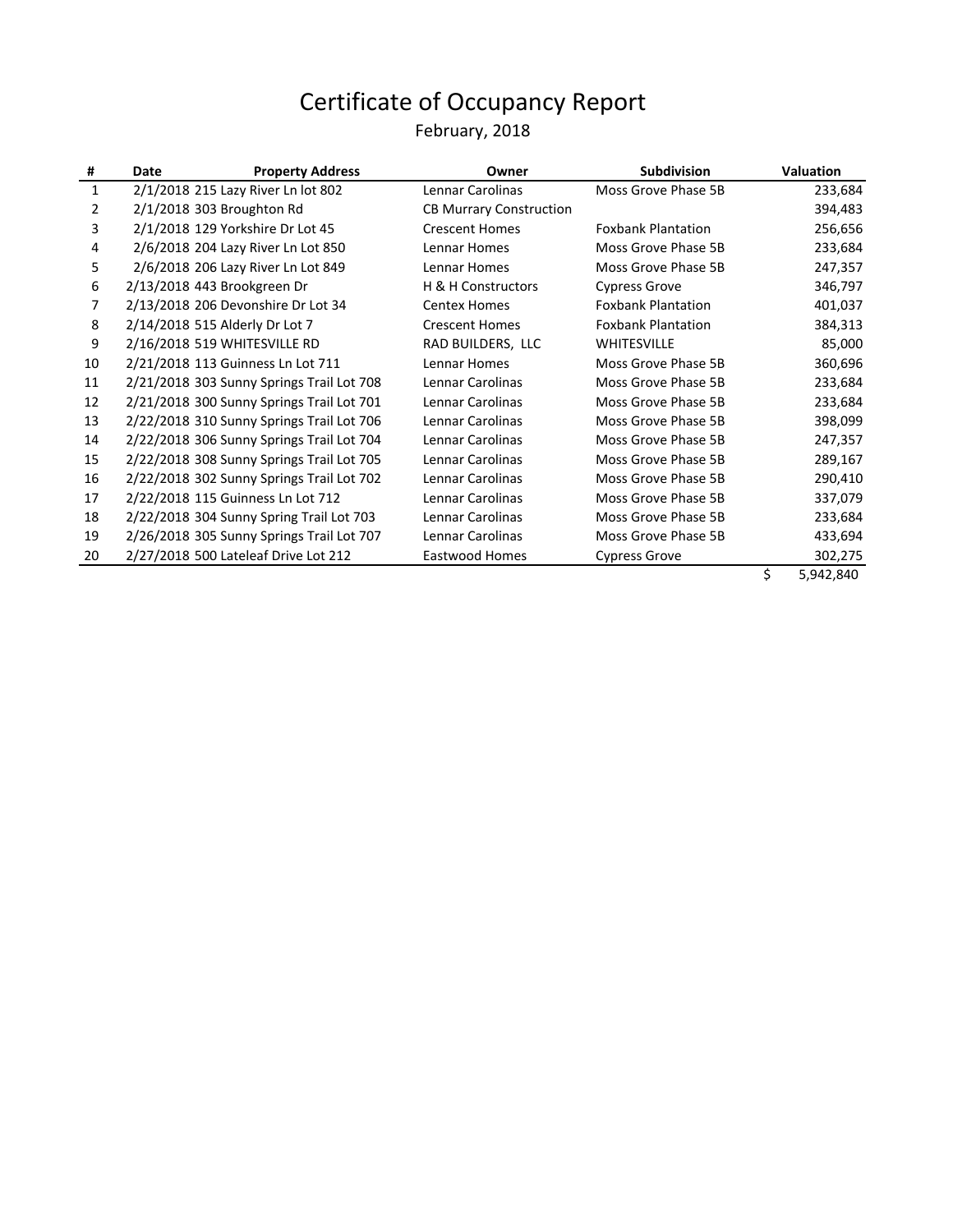# Certificate of Occupancy Report

February, 2018

| # | Date | Property Address | Owner | Subdivision | Valuation |
|---|---|---|---|---|---|
| 1 | 2/1/2018 | 215 Lazy River Ln lot 802 | Lennar Carolinas | Moss Grove Phase 5B | 233,684 |
| 2 | 2/1/2018 | 303 Broughton Rd | CB Murrary Construction | | 394,483 |
| 3 | 2/1/2018 | 129 Yorkshire Dr Lot 45 | Crescent Homes | Foxbank Plantation | 256,656 |
| 4 | 2/6/2018 | 204 Lazy River Ln Lot 850 | Lennar Homes | Moss Grove Phase 5B | 233,684 |
| 5 | 2/6/2018 | 206 Lazy River Ln Lot 849 | Lennar Homes | Moss Grove Phase 5B | 247,357 |
| 6 | 2/13/2018 | 443 Brookgreen Dr | H & H Constructors | Cypress Grove | 346,797 |
| 7 | 2/13/2018 | 206 Devonshire Dr Lot 34 | Centex Homes | Foxbank Plantation | 401,037 |
| 8 | 2/14/2018 | 515 Alderly Dr Lot 7 | Crescent Homes | Foxbank Plantation | 384,313 |
| 9 | 2/16/2018 | 519 WHITESVILLE RD | RAD BUILDERS, LLC | WHITESVILLE | 85,000 |
| 10 | 2/21/2018 | 113 Guinness Ln Lot 711 | Lennar Homes | Moss Grove Phase 5B | 360,696 |
| 11 | 2/21/2018 | 303 Sunny Springs Trail Lot 708 | Lennar Carolinas | Moss Grove Phase 5B | 233,684 |
| 12 | 2/21/2018 | 300 Sunny Springs Trail Lot 701 | Lennar Carolinas | Moss Grove Phase 5B | 233,684 |
| 13 | 2/22/2018 | 310 Sunny Springs Trail Lot 706 | Lennar Carolinas | Moss Grove Phase 5B | 398,099 |
| 14 | 2/22/2018 | 306 Sunny Springs Trail Lot 704 | Lennar Carolinas | Moss Grove Phase 5B | 247,357 |
| 15 | 2/22/2018 | 308 Sunny Springs Trail Lot 705 | Lennar Carolinas | Moss Grove Phase 5B | 289,167 |
| 16 | 2/22/2018 | 302 Sunny Springs Trail Lot 702 | Lennar Carolinas | Moss Grove Phase 5B | 290,410 |
| 17 | 2/22/2018 | 115 Guinness Ln Lot 712 | Lennar Carolinas | Moss Grove Phase 5B | 337,079 |
| 18 | 2/22/2018 | 304 Sunny Spring Trail Lot 703 | Lennar Carolinas | Moss Grove Phase 5B | 233,684 |
| 19 | 2/26/2018 | 305 Sunny Springs Trail Lot 707 | Lennar Carolinas | Moss Grove Phase 5B | 433,694 |
| 20 | 2/27/2018 | 500 Lateleaf Drive Lot 212 | Eastwood Homes | Cypress Grove | 302,275 |
| | | | | | $ 5,942,840 |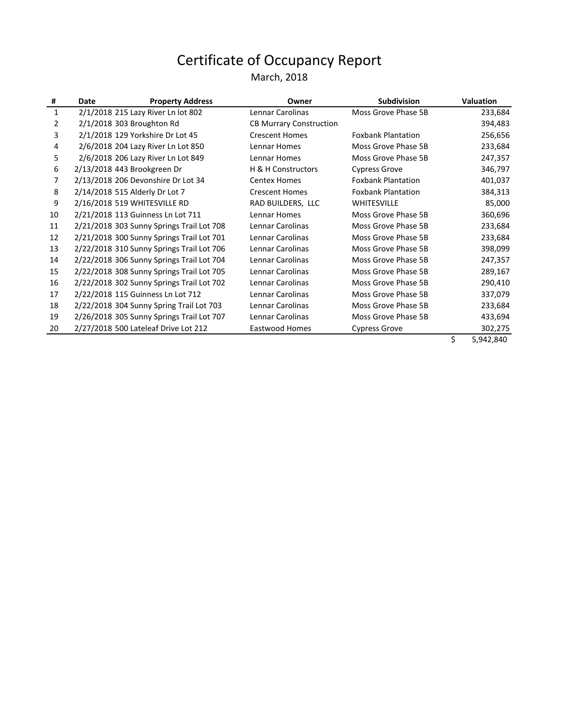# Certificate of Occupancy Report

March, 2018

| # | Date | Property Address | Owner | Subdivision | Valuation |
|---|---|---|---|---|---|
| 1 | 2/1/2018 | 215 Lazy River Ln lot 802 | Lennar Carolinas | Moss Grove Phase 5B | 233,684 |
| 2 | 2/1/2018 | 303 Broughton Rd | CB Murrary Construction | | 394,483 |
| 3 | 2/1/2018 | 129 Yorkshire Dr Lot 45 | Crescent Homes | Foxbank Plantation | 256,656 |
| 4 | 2/6/2018 | 204 Lazy River Ln Lot 850 | Lennar Homes | Moss Grove Phase 5B | 233,684 |
| 5 | 2/6/2018 | 206 Lazy River Ln Lot 849 | Lennar Homes | Moss Grove Phase 5B | 247,357 |
| 6 | 2/13/2018 | 443 Brookgreen Dr | H & H Constructors | Cypress Grove | 346,797 |
| 7 | 2/13/2018 | 206 Devonshire Dr Lot 34 | Centex Homes | Foxbank Plantation | 401,037 |
| 8 | 2/14/2018 | 515 Alderly Dr Lot 7 | Crescent Homes | Foxbank Plantation | 384,313 |
| 9 | 2/16/2018 | 519 WHITESVILLE RD | RAD BUILDERS, LLC | WHITESVILLE | 85,000 |
| 10 | 2/21/2018 | 113 Guinness Ln Lot 711 | Lennar Homes | Moss Grove Phase 5B | 360,696 |
| 11 | 2/21/2018 | 303 Sunny Springs Trail Lot 708 | Lennar Carolinas | Moss Grove Phase 5B | 233,684 |
| 12 | 2/21/2018 | 300 Sunny Springs Trail Lot 701 | Lennar Carolinas | Moss Grove Phase 5B | 233,684 |
| 13 | 2/22/2018 | 310 Sunny Springs Trail Lot 706 | Lennar Carolinas | Moss Grove Phase 5B | 398,099 |
| 14 | 2/22/2018 | 306 Sunny Springs Trail Lot 704 | Lennar Carolinas | Moss Grove Phase 5B | 247,357 |
| 15 | 2/22/2018 | 308 Sunny Springs Trail Lot 705 | Lennar Carolinas | Moss Grove Phase 5B | 289,167 |
| 16 | 2/22/2018 | 302 Sunny Springs Trail Lot 702 | Lennar Carolinas | Moss Grove Phase 5B | 290,410 |
| 17 | 2/22/2018 | 115 Guinness Ln Lot 712 | Lennar Carolinas | Moss Grove Phase 5B | 337,079 |
| 18 | 2/22/2018 | 304 Sunny Spring Trail Lot 703 | Lennar Carolinas | Moss Grove Phase 5B | 233,684 |
| 19 | 2/26/2018 | 305 Sunny Springs Trail Lot 707 | Lennar Carolinas | Moss Grove Phase 5B | 433,694 |
| 20 | 2/27/2018 | 500 Lateleaf Drive Lot 212 | Eastwood Homes | Cypress Grove | 302,275 |
| | | | | | $ 5,942,840 |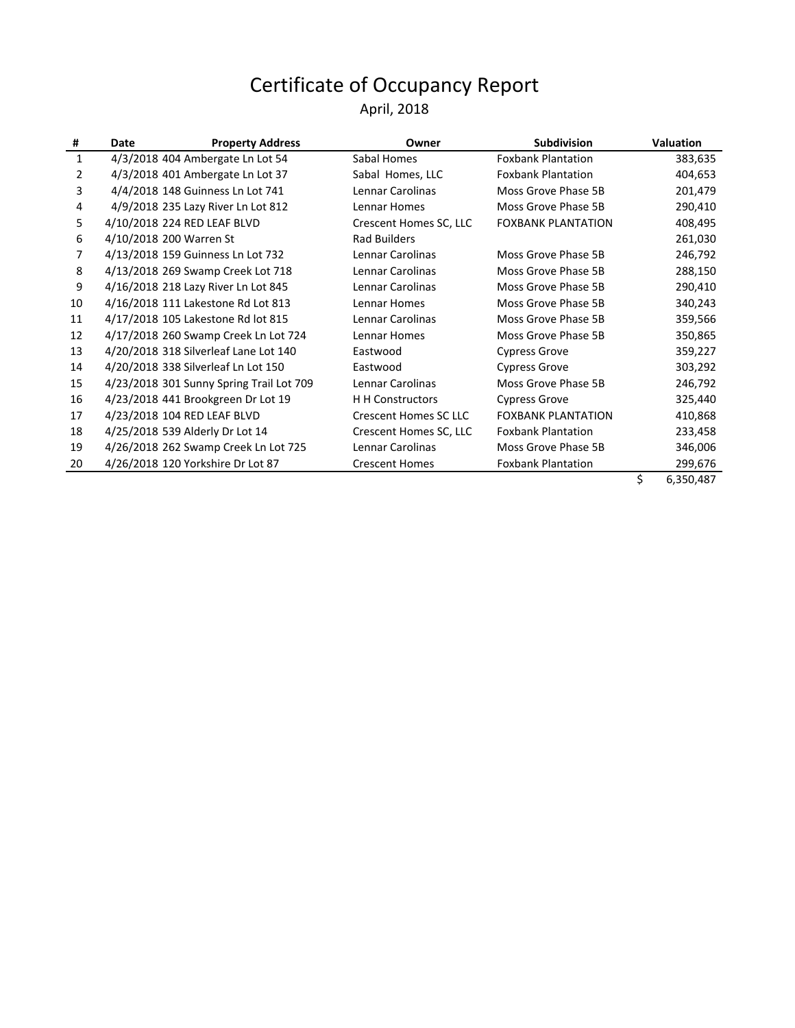# Certificate of Occupancy Report

April, 2018

| # | Date | Property Address | Owner | Subdivision | Valuation |
|---|---|---|---|---|---|
| 1 | 4/3/2018 | 404 Ambergate Ln Lot 54 | Sabal Homes | Foxbank Plantation | 383,635 |
| 2 | 4/3/2018 | 401 Ambergate Ln Lot 37 | Sabal Homes, LLC | Foxbank Plantation | 404,653 |
| 3 | 4/4/2018 | 148 Guinness Ln Lot 741 | Lennar Carolinas | Moss Grove Phase 5B | 201,479 |
| 4 | 4/9/2018 | 235 Lazy River Ln Lot 812 | Lennar Homes | Moss Grove Phase 5B | 290,410 |
| 5 | 4/10/2018 | 224 RED LEAF BLVD | Crescent Homes SC, LLC | FOXBANK PLANTATION | 408,495 |
| 6 | 4/10/2018 | 200 Warren St | Rad Builders | | 261,030 |
| 7 | 4/13/2018 | 159 Guinness Ln Lot 732 | Lennar Carolinas | Moss Grove Phase 5B | 246,792 |
| 8 | 4/13/2018 | 269 Swamp Creek Lot 718 | Lennar Carolinas | Moss Grove Phase 5B | 288,150 |
| 9 | 4/16/2018 | 218 Lazy River Ln Lot 845 | Lennar Carolinas | Moss Grove Phase 5B | 290,410 |
| 10 | 4/16/2018 | 111 Lakestone Rd Lot 813 | Lennar Homes | Moss Grove Phase 5B | 340,243 |
| 11 | 4/17/2018 | 105 Lakestone Rd lot 815 | Lennar Carolinas | Moss Grove Phase 5B | 359,566 |
| 12 | 4/17/2018 | 260 Swamp Creek Ln Lot 724 | Lennar Homes | Moss Grove Phase 5B | 350,865 |
| 13 | 4/20/2018 | 318 Silverleaf Lane Lot 140 | Eastwood | Cypress Grove | 359,227 |
| 14 | 4/20/2018 | 338 Silverleaf Ln Lot 150 | Eastwood | Cypress Grove | 303,292 |
| 15 | 4/23/2018 | 301 Sunny Spring Trail Lot 709 | Lennar Carolinas | Moss Grove Phase 5B | 246,792 |
| 16 | 4/23/2018 | 441 Brookgreen Dr Lot 19 | H H Constructors | Cypress Grove | 325,440 |
| 17 | 4/23/2018 | 104 RED LEAF BLVD | Crescent Homes SC LLC | FOXBANK PLANTATION | 410,868 |
| 18 | 4/25/2018 | 539 Alderly Dr Lot 14 | Crescent Homes SC, LLC | Foxbank Plantation | 233,458 |
| 19 | 4/26/2018 | 262 Swamp Creek Ln Lot 725 | Lennar Carolinas | Moss Grove Phase 5B | 346,006 |
| 20 | 4/26/2018 | 120 Yorkshire Dr Lot 87 | Crescent Homes | Foxbank Plantation | 299,676 |
| | | | | | $ 6,350,487 |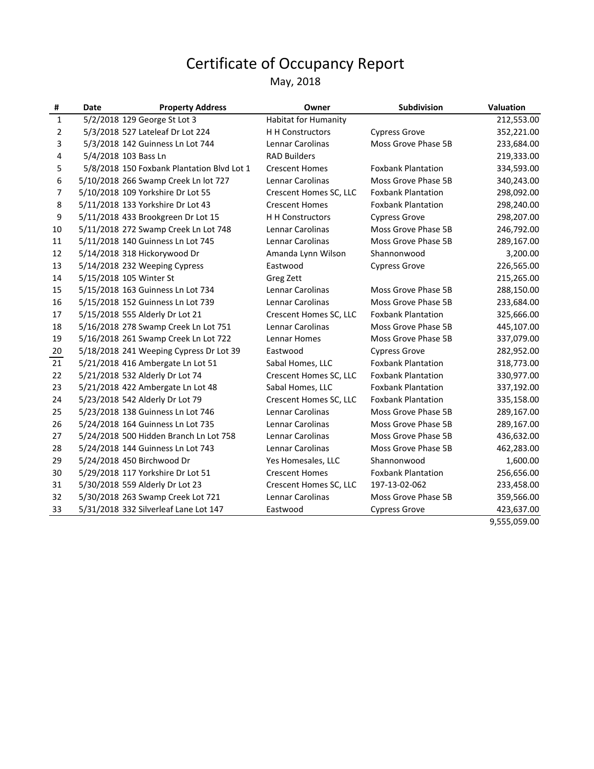# Certificate of Occupancy Report

May, 2018

| # | Date | Property Address | Owner | Subdivision | Valuation |
|---|---|---|---|---|---|
| 1 | 5/2/2018 | 129 George St Lot 3 | Habitat for Humanity | | 212,553.00 |
| 2 | 5/3/2018 | 527 Lateleaf Dr Lot 224 | H H Constructors | Cypress Grove | 352,221.00 |
| 3 | 5/3/2018 | 142 Guinness Ln Lot 744 | Lennar Carolinas | Moss Grove Phase 5B | 233,684.00 |
| 4 | 5/4/2018 | 103 Bass Ln | RAD Builders | | 219,333.00 |
| 5 | 5/8/2018 | 150 Foxbank Plantation Blvd Lot 1 | Crescent Homes | Foxbank Plantation | 334,593.00 |
| 6 | 5/10/2018 | 266 Swamp Creek Ln lot 727 | Lennar Carolinas | Moss Grove Phase 5B | 340,243.00 |
| 7 | 5/10/2018 | 109 Yorkshire Dr Lot 55 | Crescent Homes SC, LLC | Foxbank Plantation | 298,092.00 |
| 8 | 5/11/2018 | 133 Yorkshire Dr Lot 43 | Crescent Homes | Foxbank Plantation | 298,240.00 |
| 9 | 5/11/2018 | 433 Brookgreen Dr Lot 15 | H H Constructors | Cypress Grove | 298,207.00 |
| 10 | 5/11/2018 | 272 Swamp Creek Ln Lot 748 | Lennar Carolinas | Moss Grove Phase 5B | 246,792.00 |
| 11 | 5/11/2018 | 140 Guinness Ln Lot 745 | Lennar Carolinas | Moss Grove Phase 5B | 289,167.00 |
| 12 | 5/14/2018 | 318 Hickorywood Dr | Amanda Lynn Wilson | Shannonwood | 3,200.00 |
| 13 | 5/14/2018 | 232 Weeping Cypress | Eastwood | Cypress Grove | 226,565.00 |
| 14 | 5/15/2018 | 105 Winter St | Greg Zett | | 215,265.00 |
| 15 | 5/15/2018 | 163 Guinness Ln Lot 734 | Lennar Carolinas | Moss Grove Phase 5B | 288,150.00 |
| 16 | 5/15/2018 | 152 Guinness Ln Lot 739 | Lennar Carolinas | Moss Grove Phase 5B | 233,684.00 |
| 17 | 5/15/2018 | 555 Alderly Dr Lot 21 | Crescent Homes SC, LLC | Foxbank Plantation | 325,666.00 |
| 18 | 5/16/2018 | 278 Swamp Creek Ln Lot 751 | Lennar Carolinas | Moss Grove Phase 5B | 445,107.00 |
| 19 | 5/16/2018 | 261 Swamp Creek Ln Lot 722 | Lennar Homes | Moss Grove Phase 5B | 337,079.00 |
| 20 | 5/18/2018 | 241 Weeping Cypress Dr Lot 39 | Eastwood | Cypress Grove | 282,952.00 |
| 21 | 5/21/2018 | 416 Ambergate Ln Lot 51 | Sabal Homes, LLC | Foxbank Plantation | 318,773.00 |
| 22 | 5/21/2018 | 532 Alderly Dr Lot 74 | Crescent Homes SC, LLC | Foxbank Plantation | 330,977.00 |
| 23 | 5/21/2018 | 422 Ambergate Ln Lot 48 | Sabal Homes, LLC | Foxbank Plantation | 337,192.00 |
| 24 | 5/23/2018 | 542 Alderly Dr Lot 79 | Crescent Homes SC, LLC | Foxbank Plantation | 335,158.00 |
| 25 | 5/23/2018 | 138 Guinness Ln Lot 746 | Lennar Carolinas | Moss Grove Phase 5B | 289,167.00 |
| 26 | 5/24/2018 | 164 Guinness Ln Lot 735 | Lennar Carolinas | Moss Grove Phase 5B | 289,167.00 |
| 27 | 5/24/2018 | 500 Hidden Branch Ln Lot 758 | Lennar Carolinas | Moss Grove Phase 5B | 436,632.00 |
| 28 | 5/24/2018 | 144 Guinness Ln Lot 743 | Lennar Carolinas | Moss Grove Phase 5B | 462,283.00 |
| 29 | 5/24/2018 | 450 Birchwood Dr | Yes Homesales, LLC | Shannonwood | 1,600.00 |
| 30 | 5/29/2018 | 117 Yorkshire Dr Lot 51 | Crescent Homes | Foxbank Plantation | 256,656.00 |
| 31 | 5/30/2018 | 559 Alderly Dr Lot 23 | Crescent Homes SC, LLC | 197-13-02-062 | 233,458.00 |
| 32 | 5/30/2018 | 263 Swamp Creek Lot 721 | Lennar Carolinas | Moss Grove Phase 5B | 359,566.00 |
| 33 | 5/31/2018 | 332 Silverleaf Lane Lot 147 | Eastwood | Cypress Grove | 423,637.00 |
| | | | | | 9,555,059.00 |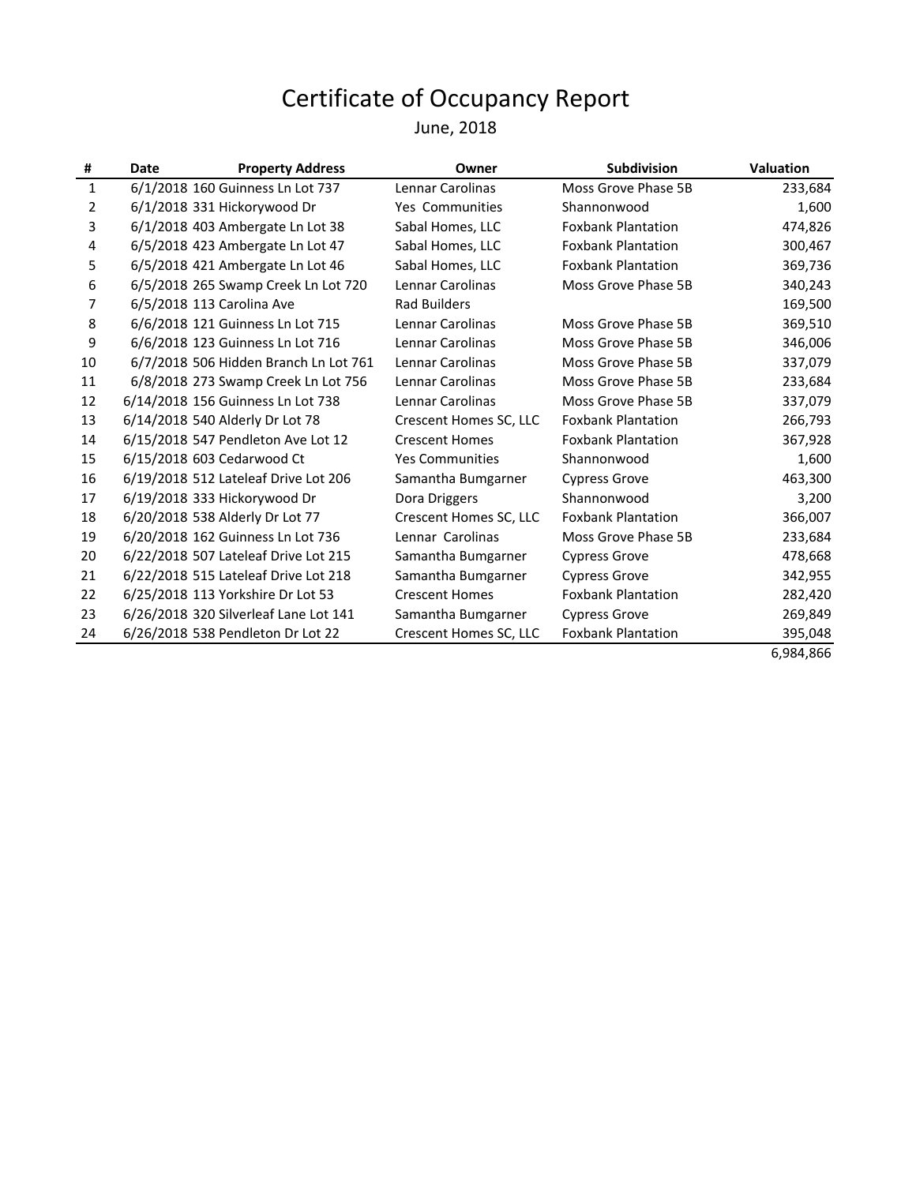# Certificate of Occupancy Report

June, 2018

| # | Date | Property Address | Owner | Subdivision | Valuation |
|---|---|---|---|---|---|
| 1 | 6/1/2018 | 160 Guinness Ln Lot 737 | Lennar Carolinas | Moss Grove Phase 5B | 233,684 |
| 2 | 6/1/2018 | 331 Hickorywood Dr | Yes Communities | Shannonwood | 1,600 |
| 3 | 6/1/2018 | 403 Ambergate Ln Lot 38 | Sabal Homes, LLC | Foxbank Plantation | 474,826 |
| 4 | 6/5/2018 | 423 Ambergate Ln Lot 47 | Sabal Homes, LLC | Foxbank Plantation | 300,467 |
| 5 | 6/5/2018 | 421 Ambergate Ln Lot 46 | Sabal Homes, LLC | Foxbank Plantation | 369,736 |
| 6 | 6/5/2018 | 265 Swamp Creek Ln Lot 720 | Lennar Carolinas | Moss Grove Phase 5B | 340,243 |
| 7 | 6/5/2018 | 113 Carolina Ave | Rad Builders | | 169,500 |
| 8 | 6/6/2018 | 121 Guinness Ln Lot 715 | Lennar Carolinas | Moss Grove Phase 5B | 369,510 |
| 9 | 6/6/2018 | 123 Guinness Ln Lot 716 | Lennar Carolinas | Moss Grove Phase 5B | 346,006 |
| 10 | 6/7/2018 | 506 Hidden Branch Ln Lot 761 | Lennar Carolinas | Moss Grove Phase 5B | 337,079 |
| 11 | 6/8/2018 | 273 Swamp Creek Ln Lot 756 | Lennar Carolinas | Moss Grove Phase 5B | 233,684 |
| 12 | 6/14/2018 | 156 Guinness Ln Lot 738 | Lennar Carolinas | Moss Grove Phase 5B | 337,079 |
| 13 | 6/14/2018 | 540 Alderly Dr Lot 78 | Crescent Homes SC, LLC | Foxbank Plantation | 266,793 |
| 14 | 6/15/2018 | 547 Pendleton Ave Lot 12 | Crescent Homes | Foxbank Plantation | 367,928 |
| 15 | 6/15/2018 | 603 Cedarwood Ct | Yes Communities | Shannonwood | 1,600 |
| 16 | 6/19/2018 | 512 Lateleaf Drive Lot 206 | Samantha Bumgarner | Cypress Grove | 463,300 |
| 17 | 6/19/2018 | 333 Hickorywood Dr | Dora Driggers | Shannonwood | 3,200 |
| 18 | 6/20/2018 | 538 Alderly Dr Lot 77 | Crescent Homes SC, LLC | Foxbank Plantation | 366,007 |
| 19 | 6/20/2018 | 162 Guinness Ln Lot 736 | Lennar Carolinas | Moss Grove Phase 5B | 233,684 |
| 20 | 6/22/2018 | 507 Lateleaf Drive Lot 215 | Samantha Bumgarner | Cypress Grove | 478,668 |
| 21 | 6/22/2018 | 515 Lateleaf Drive Lot 218 | Samantha Bumgarner | Cypress Grove | 342,955 |
| 22 | 6/25/2018 | 113 Yorkshire Dr Lot 53 | Crescent Homes | Foxbank Plantation | 282,420 |
| 23 | 6/26/2018 | 320 Silverleaf Lane Lot 141 | Samantha Bumgarner | Cypress Grove | 269,849 |
| 24 | 6/26/2018 | 538 Pendleton Dr Lot 22 | Crescent Homes SC, LLC | Foxbank Plantation | 395,048 |
| | | | | | 6,984,866 |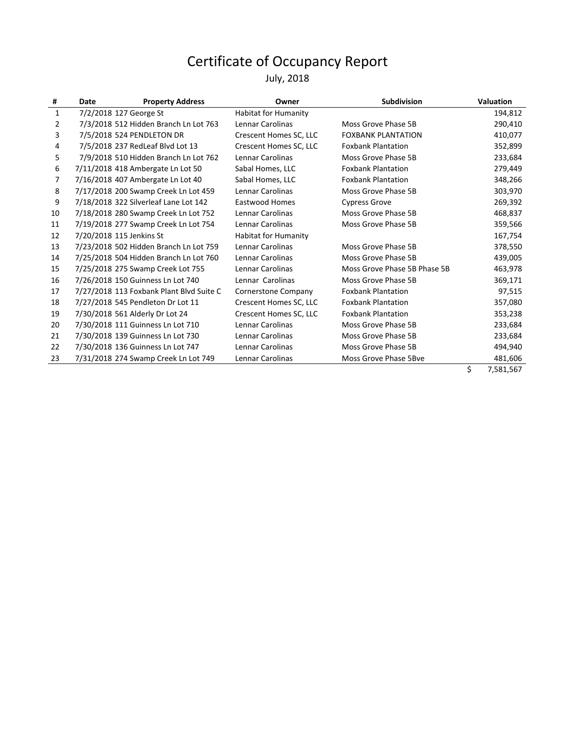# Certificate of Occupancy Report

July, 2018

| # | Date | Property Address | Owner | Subdivision | Valuation |
|---|---|---|---|---|---|
| 1 | 7/2/2018 | 127 George St | Habitat for Humanity | | 194,812 |
| 2 | 7/3/2018 | 512 Hidden Branch Ln Lot 763 | Lennar Carolinas | Moss Grove Phase 5B | 290,410 |
| 3 | 7/5/2018 | 524 PENDLETON DR | Crescent Homes SC, LLC | FOXBANK PLANTATION | 410,077 |
| 4 | 7/5/2018 | 237 RedLeaf Blvd Lot 13 | Crescent Homes SC, LLC | Foxbank Plantation | 352,899 |
| 5 | 7/9/2018 | 510 Hidden Branch Ln Lot 762 | Lennar Carolinas | Moss Grove Phase 5B | 233,684 |
| 6 | 7/11/2018 | 418 Ambergate Ln Lot 50 | Sabal Homes, LLC | Foxbank Plantation | 279,449 |
| 7 | 7/16/2018 | 407 Ambergate Ln Lot 40 | Sabal Homes, LLC | Foxbank Plantation | 348,266 |
| 8 | 7/17/2018 | 200 Swamp Creek Ln Lot 459 | Lennar Carolinas | Moss Grove Phase 5B | 303,970 |
| 9 | 7/18/2018 | 322 Silverleaf Lane Lot 142 | Eastwood Homes | Cypress Grove | 269,392 |
| 10 | 7/18/2018 | 280 Swamp Creek Ln Lot 752 | Lennar Carolinas | Moss Grove Phase 5B | 468,837 |
| 11 | 7/19/2018 | 277 Swamp Creek Ln Lot 754 | Lennar Carolinas | Moss Grove Phase 5B | 359,566 |
| 12 | 7/20/2018 | 115 Jenkins St | Habitat for Humanity | | 167,754 |
| 13 | 7/23/2018 | 502 Hidden Branch Ln Lot 759 | Lennar Carolinas | Moss Grove Phase 5B | 378,550 |
| 14 | 7/25/2018 | 504 Hidden Branch Ln Lot 760 | Lennar Carolinas | Moss Grove Phase 5B | 439,005 |
| 15 | 7/25/2018 | 275 Swamp Creek Lot 755 | Lennar Carolinas | Moss Grove Phase 5B Phase 5B | 463,978 |
| 16 | 7/26/2018 | 150 Guinness Ln Lot 740 | Lennar Carolinas | Moss Grove Phase 5B | 369,171 |
| 17 | 7/27/2018 | 113 Foxbank Plant Blvd Suite C | Cornerstone Company | Foxbank Plantation | 97,515 |
| 18 | 7/27/2018 | 545 Pendleton Dr Lot 11 | Crescent Homes SC, LLC | Foxbank Plantation | 357,080 |
| 19 | 7/30/2018 | 561 Alderly Dr Lot 24 | Crescent Homes SC, LLC | Foxbank Plantation | 353,238 |
| 20 | 7/30/2018 | 111 Guinness Ln Lot 710 | Lennar Carolinas | Moss Grove Phase 5B | 233,684 |
| 21 | 7/30/2018 | 139 Guinness Ln Lot 730 | Lennar Carolinas | Moss Grove Phase 5B | 233,684 |
| 22 | 7/30/2018 | 136 Guinness Ln Lot 747 | Lennar Carolinas | Moss Grove Phase 5B | 494,940 |
| 23 | 7/31/2018 | 274 Swamp Creek Ln Lot 749 | Lennar Carolinas | Moss Grove Phase 5Bve | 481,606 |
| | | | | | $ 7,581,567 |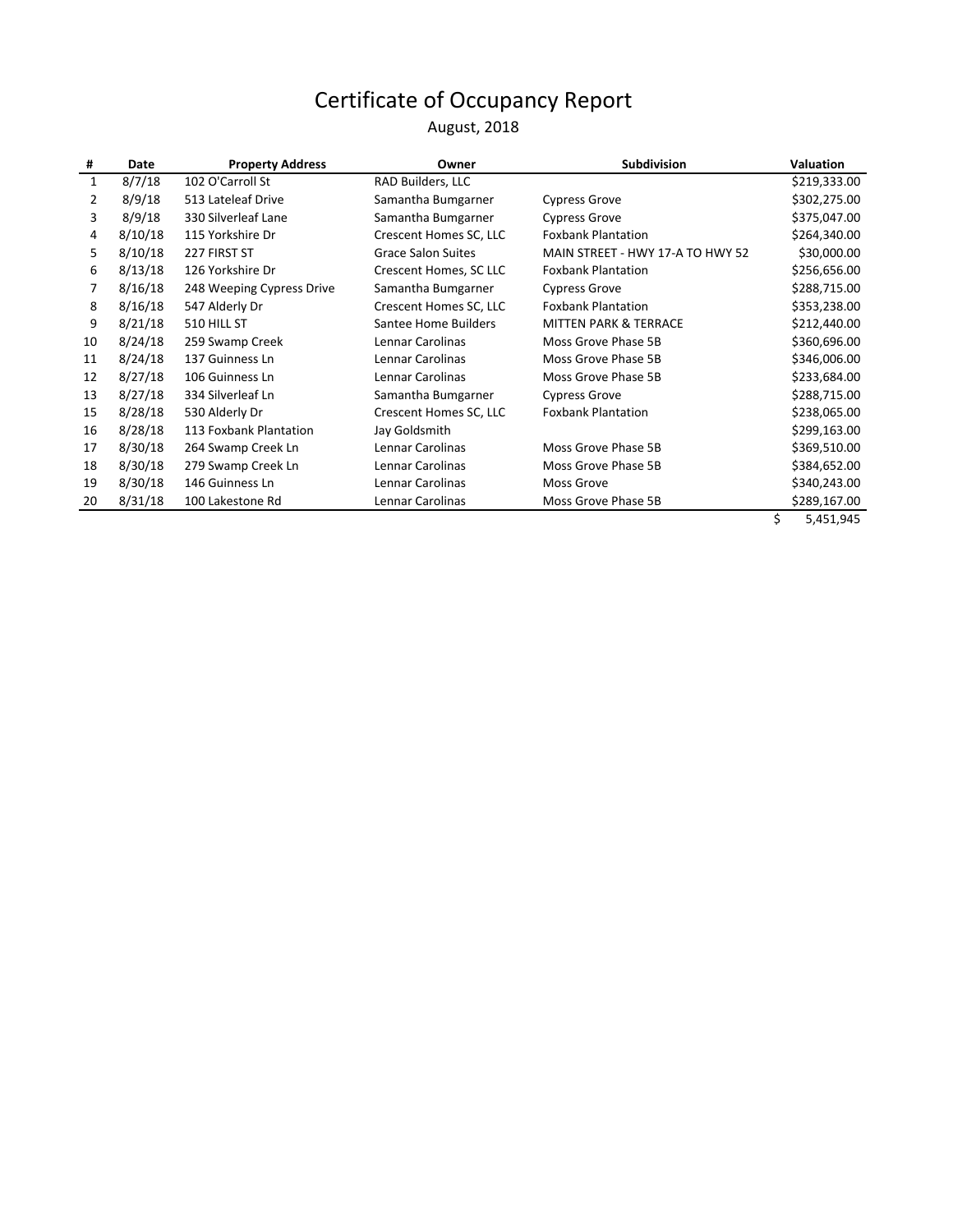# Certificate of Occupancy Report

August, 2018

| # | Date | Property Address | Owner | Subdivision | Valuation |
|---|---|---|---|---|---|
| 1 | 8/7/18 | 102 O'Carroll St | RAD Builders, LLC | | $219,333.00 |
| 2 | 8/9/18 | 513 Lateleaf Drive | Samantha Bumgarner | Cypress Grove | $302,275.00 |
| 3 | 8/9/18 | 330 Silverleaf Lane | Samantha Bumgarner | Cypress Grove | $375,047.00 |
| 4 | 8/10/18 | 115 Yorkshire Dr | Crescent Homes SC, LLC | Foxbank Plantation | $264,340.00 |
| 5 | 8/10/18 | 227 FIRST ST | Grace Salon Suites | MAIN STREET - HWY 17-A TO HWY 52 | $30,000.00 |
| 6 | 8/13/18 | 126 Yorkshire Dr | Crescent Homes, SC LLC | Foxbank Plantation | $256,656.00 |
| 7 | 8/16/18 | 248 Weeping Cypress Drive | Samantha Bumgarner | Cypress Grove | $288,715.00 |
| 8 | 8/16/18 | 547 Alderly Dr | Crescent Homes SC, LLC | Foxbank Plantation | $353,238.00 |
| 9 | 8/21/18 | 510 HILL ST | Santee Home Builders | MITTEN PARK & TERRACE | $212,440.00 |
| 10 | 8/24/18 | 259 Swamp Creek | Lennar Carolinas | Moss Grove Phase 5B | $360,696.00 |
| 11 | 8/24/18 | 137 Guinness Ln | Lennar Carolinas | Moss Grove Phase 5B | $346,006.00 |
| 12 | 8/27/18 | 106 Guinness Ln | Lennar Carolinas | Moss Grove Phase 5B | $233,684.00 |
| 13 | 8/27/18 | 334 Silverleaf Ln | Samantha Bumgarner | Cypress Grove | $288,715.00 |
| 15 | 8/28/18 | 530 Alderly Dr | Crescent Homes SC, LLC | Foxbank Plantation | $238,065.00 |
| 16 | 8/28/18 | 113 Foxbank Plantation | Jay Goldsmith | | $299,163.00 |
| 17 | 8/30/18 | 264 Swamp Creek Ln | Lennar Carolinas | Moss Grove Phase 5B | $369,510.00 |
| 18 | 8/30/18 | 279 Swamp Creek Ln | Lennar Carolinas | Moss Grove Phase 5B | $384,652.00 |
| 19 | 8/30/18 | 146 Guinness Ln | Lennar Carolinas | Moss Grove | $340,243.00 |
| 20 | 8/31/18 | 100 Lakestone Rd | Lennar Carolinas | Moss Grove Phase 5B | $289,167.00 |
| | | | | | $ 5,451,945 |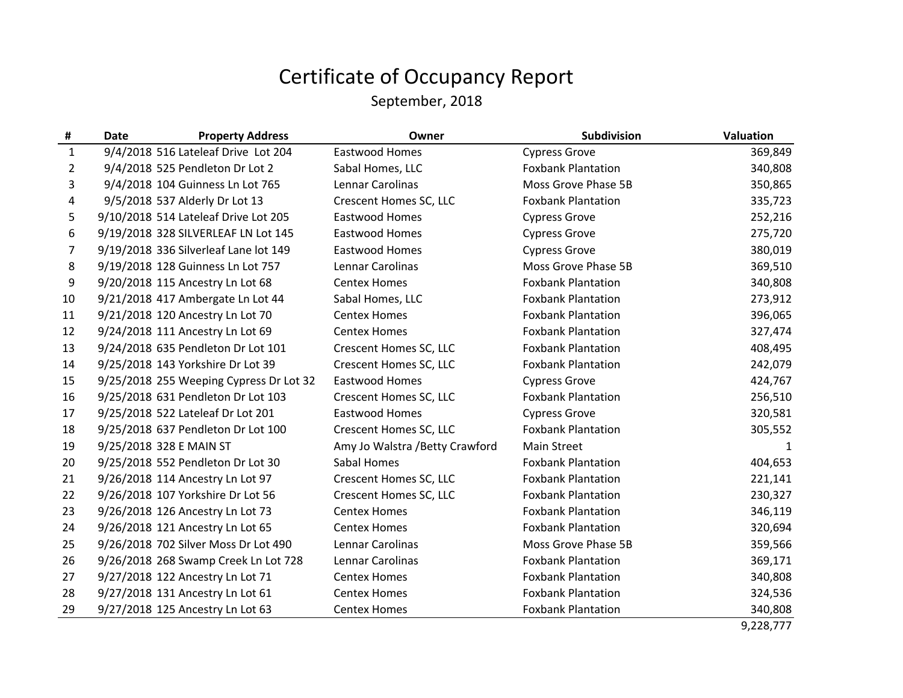# Certificate of Occupancy Report

September, 2018

| # | Date | Property Address | Owner | Subdivision | Valuation |
|---|---|---|---|---|---|
| 1 | 9/4/2018 | 516 Lateleaf Drive Lot 204 | Eastwood Homes | Cypress Grove | 369,849 |
| 2 | 9/4/2018 | 525 Pendleton Dr Lot 2 | Sabal Homes, LLC | Foxbank Plantation | 340,808 |
| 3 | 9/4/2018 | 104 Guinness Ln Lot 765 | Lennar Carolinas | Moss Grove Phase 5B | 350,865 |
| 4 | 9/5/2018 | 537 Alderly Dr Lot 13 | Crescent Homes SC, LLC | Foxbank Plantation | 335,723 |
| 5 | 9/10/2018 | 514 Lateleaf Drive Lot 205 | Eastwood Homes | Cypress Grove | 252,216 |
| 6 | 9/19/2018 | 328 SILVERLEAF LN Lot 145 | Eastwood Homes | Cypress Grove | 275,720 |
| 7 | 9/19/2018 | 336 Silverleaf Lane lot 149 | Eastwood Homes | Cypress Grove | 380,019 |
| 8 | 9/19/2018 | 128 Guinness Ln Lot 757 | Lennar Carolinas | Moss Grove Phase 5B | 369,510 |
| 9 | 9/20/2018 | 115 Ancestry Ln Lot 68 | Centex Homes | Foxbank Plantation | 340,808 |
| 10 | 9/21/2018 | 417 Ambergate Ln Lot 44 | Sabal Homes, LLC | Foxbank Plantation | 273,912 |
| 11 | 9/21/2018 | 120 Ancestry Ln Lot 70 | Centex Homes | Foxbank Plantation | 396,065 |
| 12 | 9/24/2018 | 111 Ancestry Ln Lot 69 | Centex Homes | Foxbank Plantation | 327,474 |
| 13 | 9/24/2018 | 635 Pendleton Dr Lot 101 | Crescent Homes SC, LLC | Foxbank Plantation | 408,495 |
| 14 | 9/25/2018 | 143 Yorkshire Dr Lot 39 | Crescent Homes SC, LLC | Foxbank Plantation | 242,079 |
| 15 | 9/25/2018 | 255 Weeping Cypress Dr Lot 32 | Eastwood Homes | Cypress Grove | 424,767 |
| 16 | 9/25/2018 | 631 Pendleton Dr Lot 103 | Crescent Homes SC, LLC | Foxbank Plantation | 256,510 |
| 17 | 9/25/2018 | 522 Lateleaf Dr Lot 201 | Eastwood Homes | Cypress Grove | 320,581 |
| 18 | 9/25/2018 | 637 Pendleton Dr Lot 100 | Crescent Homes SC, LLC | Foxbank Plantation | 305,552 |
| 19 | 9/25/2018 | 328 E MAIN ST | Amy Jo Walstra /Betty Crawford | Main Street | 1 |
| 20 | 9/25/2018 | 552 Pendleton Dr Lot 30 | Sabal Homes | Foxbank Plantation | 404,653 |
| 21 | 9/26/2018 | 114 Ancestry Ln Lot 97 | Crescent Homes SC, LLC | Foxbank Plantation | 221,141 |
| 22 | 9/26/2018 | 107 Yorkshire Dr Lot 56 | Crescent Homes SC, LLC | Foxbank Plantation | 230,327 |
| 23 | 9/26/2018 | 126 Ancestry Ln Lot 73 | Centex Homes | Foxbank Plantation | 346,119 |
| 24 | 9/26/2018 | 121 Ancestry Ln Lot 65 | Centex Homes | Foxbank Plantation | 320,694 |
| 25 | 9/26/2018 | 702 Silver Moss Dr Lot 490 | Lennar Carolinas | Moss Grove Phase 5B | 359,566 |
| 26 | 9/26/2018 | 268 Swamp Creek Ln Lot 728 | Lennar Carolinas | Foxbank Plantation | 369,171 |
| 27 | 9/27/2018 | 122 Ancestry Ln Lot 71 | Centex Homes | Foxbank Plantation | 340,808 |
| 28 | 9/27/2018 | 131 Ancestry Ln Lot 61 | Centex Homes | Foxbank Plantation | 324,536 |
| 29 | 9/27/2018 | 125 Ancestry Ln Lot 63 | Centex Homes | Foxbank Plantation | 340,808 |
| | | | | | 9,228,777 |